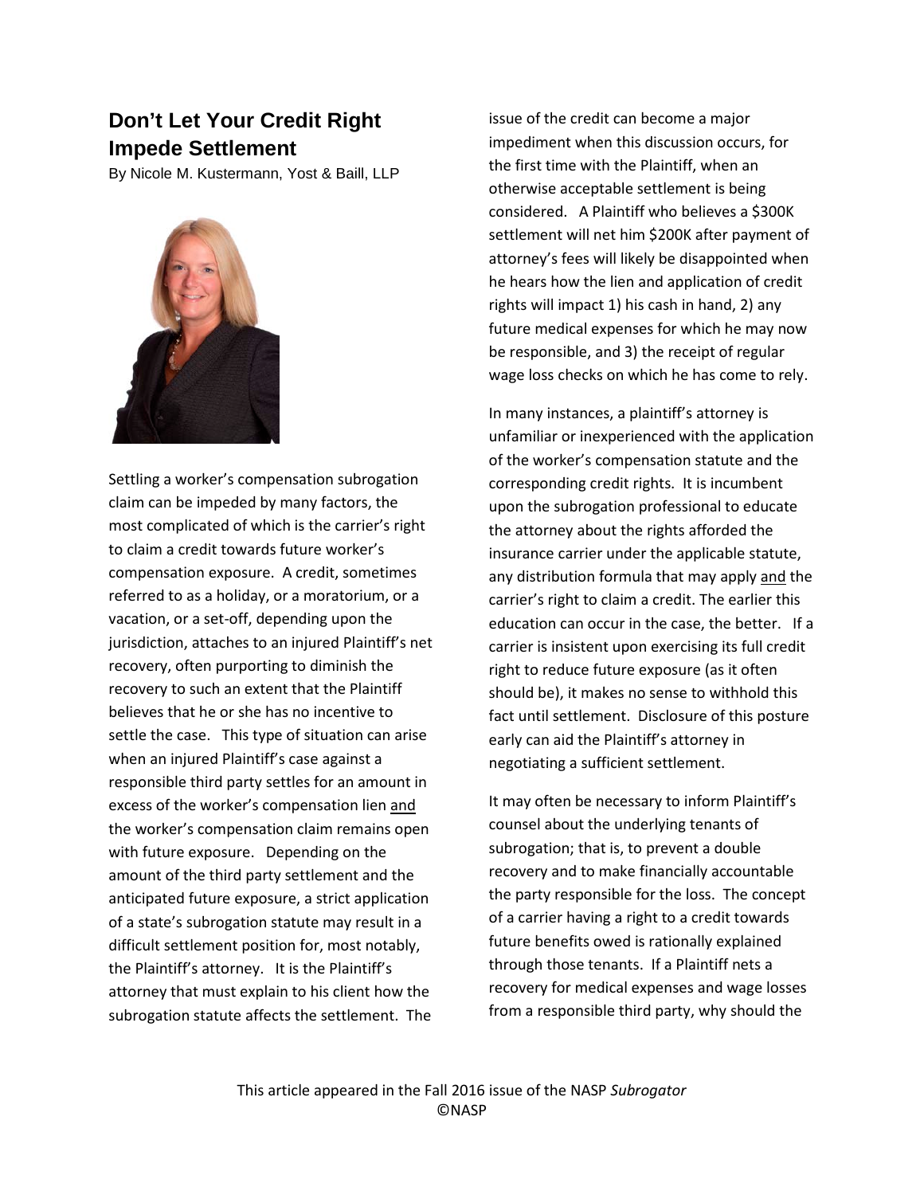# Don't Let Your Credit Right Impede Settlement

By Nicole M. Kustermann, Yost & Baill, LLP

Settling a worker's compensation subrogation claim can be impeded by many factors, the most complicated of which is the carrier's right to claim a credit towards future worker's compensation exposure. A credit, sometimes referred to as a holiday, or a moratorium, or a vacation, or a set-off, depending upon the jurisdiction, attaches to an injured Plaintiff's net recovery, often purporting to diminish the recovery to such an extent that the Plaintiff believes that he or she has no incentive to settle the case. This type of situation can arise when an injured Plaintiff's case against a responsible third party settles for an amount in excess of the worker's compensation lien <u>and</u> the worker's compensation claim remains open with future exposure. Depending on the amount of the third party settlement and the anticipated future exposure, a strict application of a state's subrogation statute may result in a difficult settlement position for, most notably, the Plaintiff's attorney. It is the Plaintiff's attorney that must explain to his client how the subrogation statute affects the settlement. The issue of the credit can become a major impediment when this discussion occurs, for the first time with the Plaintiff, when an otherwise acceptable settlement is being considered. A Plaintiff who believes a $300K settlement will net him $200K after payment of attorney's fees will likely be disappointed when he hears how the lien and application of credit rights will impact 1) his cash in hand, 2) any future medical expenses for which he may now be responsible, and 3) the receipt of regular wage loss checks on which he has come to rely.

In many instances, a plaintiff's attorney is unfamiliar or inexperienced with the application of the worker's compensation statute and the corresponding credit rights. It is incumbent upon the subrogation professional to educate the attorney about the rights afforded the insurance carrier under the applicable statute, any distribution formula that may apply <u>and</u> the carrier's right to claim a credit. The earlier this education can occur in the case, the better. If a carrier is insistent upon exercising its full credit right to reduce future exposure (as it often should be), it makes no sense to withhold this fact until settlement. Disclosure of this posture early can aid the Plaintiff's attorney in negotiating a sufficient settlement.

It may often be necessary to inform Plaintiff's counsel about the underlying tenants of subrogation; that is, to prevent a double recovery and to make financially accountable the party responsible for the loss. The concept of a carrier having a right to a credit towards future benefits owed is rationally explained through those tenants. If a Plaintiff nets a recovery for medical expenses and wage losses from a responsible third party, why should the

This article appeared in the Fall 2016 issue of the NASP *Subrogator*
©NASP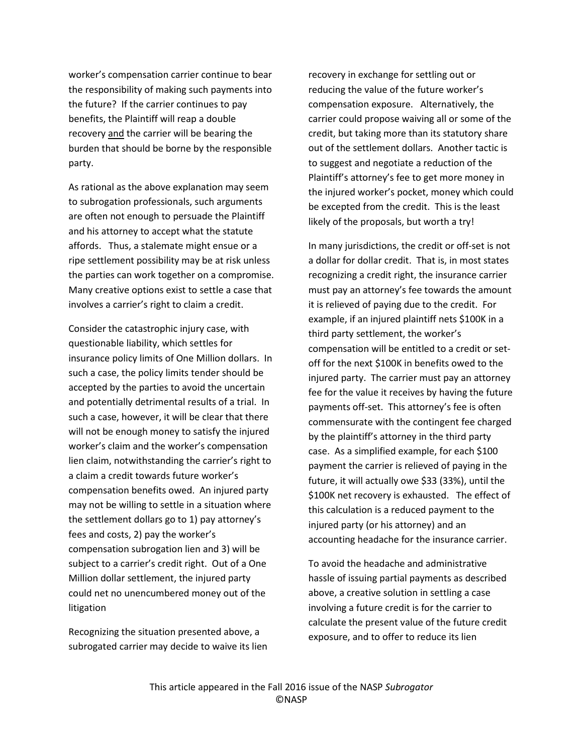worker's compensation carrier continue to bear the responsibility of making such payments into the future? If the carrier continues to pay benefits, the Plaintiff will reap a double recovery and the carrier will be bearing the burden that should be borne by the responsible party.

As rational as the above explanation may seem to subrogation professionals, such arguments are often not enough to persuade the Plaintiff and his attorney to accept what the statute affords. Thus, a stalemate might ensue or a ripe settlement possibility may be at risk unless the parties can work together on a compromise. Many creative options exist to settle a case that involves a carrier's right to claim a credit.

Consider the catastrophic injury case, with questionable liability, which settles for insurance policy limits of One Million dollars. In such a case, the policy limits tender should be accepted by the parties to avoid the uncertain and potentially detrimental results of a trial. In such a case, however, it will be clear that there will not be enough money to satisfy the injured worker's claim and the worker's compensation lien claim, notwithstanding the carrier's right to a claim a credit towards future worker's compensation benefits owed. An injured party may not be willing to settle in a situation where the settlement dollars go to 1) pay attorney's fees and costs, 2) pay the worker's compensation subrogation lien and 3) will be subject to a carrier's credit right. Out of a One Million dollar settlement, the injured party could net no unencumbered money out of the litigation

Recognizing the situation presented above, a subrogated carrier may decide to waive its lien recovery in exchange for settling out or reducing the value of the future worker's compensation exposure. Alternatively, the carrier could propose waiving all or some of the credit, but taking more than its statutory share out of the settlement dollars. Another tactic is to suggest and negotiate a reduction of the Plaintiff's attorney's fee to get more money in the injured worker's pocket, money which could be excepted from the credit. This is the least likely of the proposals, but worth a try!

In many jurisdictions, the credit or off-set is not a dollar for dollar credit. That is, in most states recognizing a credit right, the insurance carrier must pay an attorney's fee towards the amount it is relieved of paying due to the credit. For example, if an injured plaintiff nets $100K in a third party settlement, the worker's compensation will be entitled to a credit or set-off for the next $100K in benefits owed to the injured party. The carrier must pay an attorney fee for the value it receives by having the future payments off-set. This attorney's fee is often commensurate with the contingent fee charged by the plaintiff's attorney in the third party case. As a simplified example, for each $100 payment the carrier is relieved of paying in the future, it will actually owe $33 (33%), until the $100K net recovery is exhausted. The effect of this calculation is a reduced payment to the injured party (or his attorney) and an accounting headache for the insurance carrier.

To avoid the headache and administrative hassle of issuing partial payments as described above, a creative solution in settling a case involving a future credit is for the carrier to calculate the present value of the future credit exposure, and to offer to reduce its lien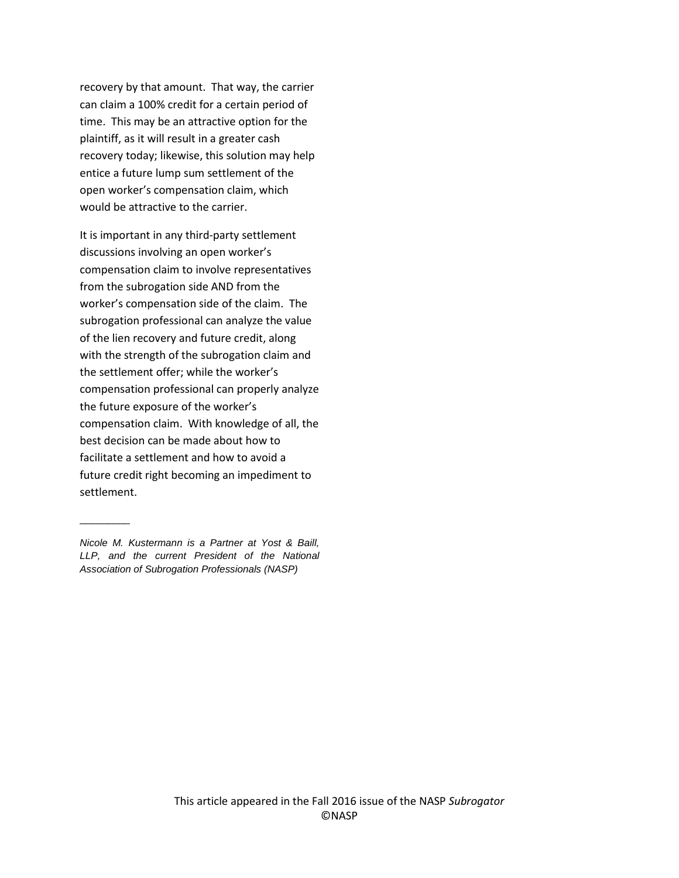recovery by that amount. That way, the carrier can claim a 100% credit for a certain period of time. This may be an attractive option for the plaintiff, as it will result in a greater cash recovery today; likewise, this solution may help entice a future lump sum settlement of the open worker's compensation claim, which would be attractive to the carrier.

It is important in any third-party settlement discussions involving an open worker's compensation claim to involve representatives from the subrogation side AND from the worker's compensation side of the claim. The subrogation professional can analyze the value of the lien recovery and future credit, along with the strength of the subrogation claim and the settlement offer; while the worker's compensation professional can properly analyze the future exposure of the worker's compensation claim. With knowledge of all, the best decision can be made about how to facilitate a settlement and how to avoid a future credit right becoming an impediment to settlement.

________

*Nicole M. Kustermann is a Partner at Yost & Baill, LLP, and the current President of the National Association of Subrogation Professionals (NASP)*

This article appeared in the Fall 2016 issue of the NASP *Subrogator*
©NASP